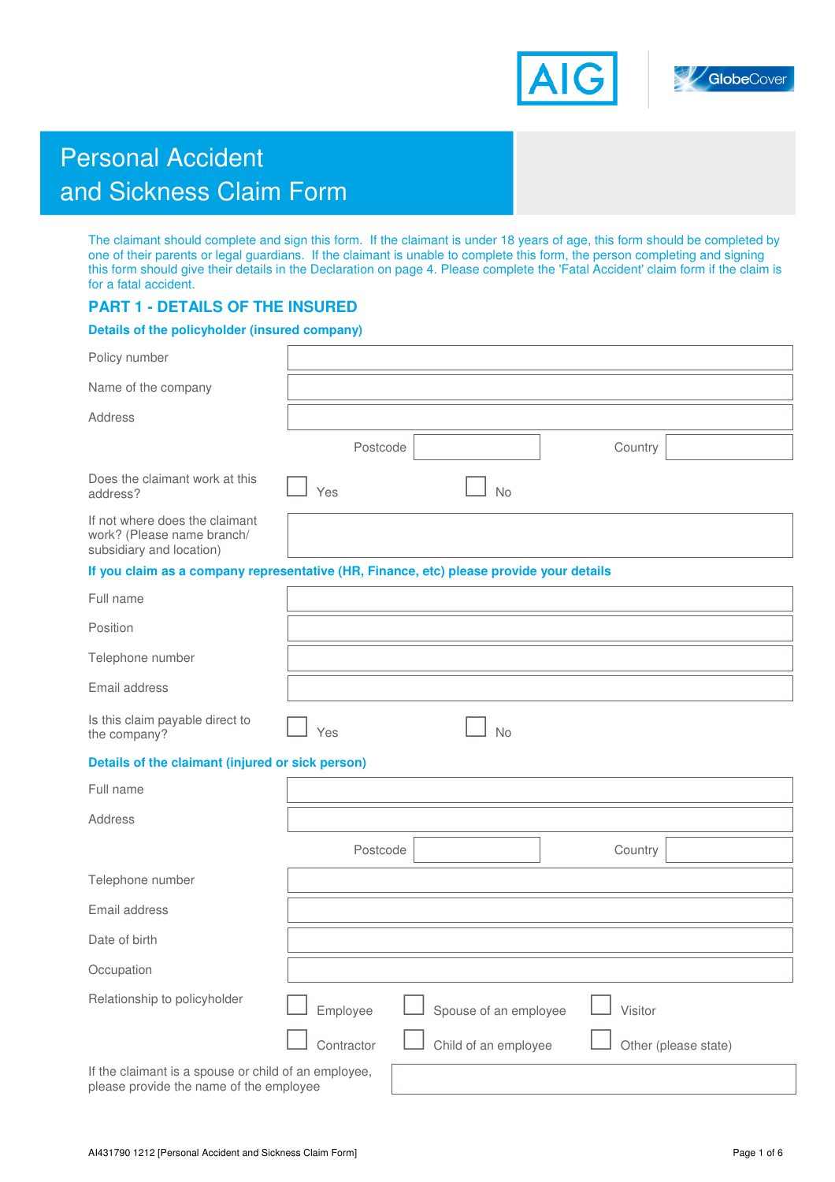# Personal Accident and Sickness Claim Form

The claimant should complete and sign this form. If the claimant is under 18 years of age, this form should be completed by one of their parents or legal guardians. If the claimant is unable to complete this form, the person completing and signing this form should give their details in the Declaration on page 4. Please complete the 'Fatal Accident' claim form if the claim is for a fatal accident.

## PART 1 - DETAILS OF THE INSURED

### Details of the policyholder (insured company)

| | |
|---|---|
| Policy number | |
| Name of the company | |
| Address | |
| | Postcode ☐ Country ☐ |
| Does the claimant work at this address? | ☐ Yes ☐ No |
| If not where does the claimant work? (Please name branch/ subsidiary and location) | |

### If you claim as a company representative (HR, Finance, etc) please provide your details

| | |
|---|---|
| Full name | |
| Position | |
| Telephone number | |
| Email address | |
| Is this claim payable direct to the company? | ☐ Yes ☐ No |

### Details of the claimant (injured or sick person)

| | |
|---|---|
| Full name | |
| Address | |
| | Postcode ☐ Country ☐ |
| Telephone number | |
| Email address | |
| Date of birth | |
| Occupation | |
| Relationship to policyholder | ☐ Employee ☐ Spouse of an employee ☐ Visitor ☐ Contractor ☐ Child of an employee ☐ Other (please state) |
| If the claimant is a spouse or child of an employee, please provide the name of the employee | |

AI431790 1212 [Personal Accident and Sickness Claim Form]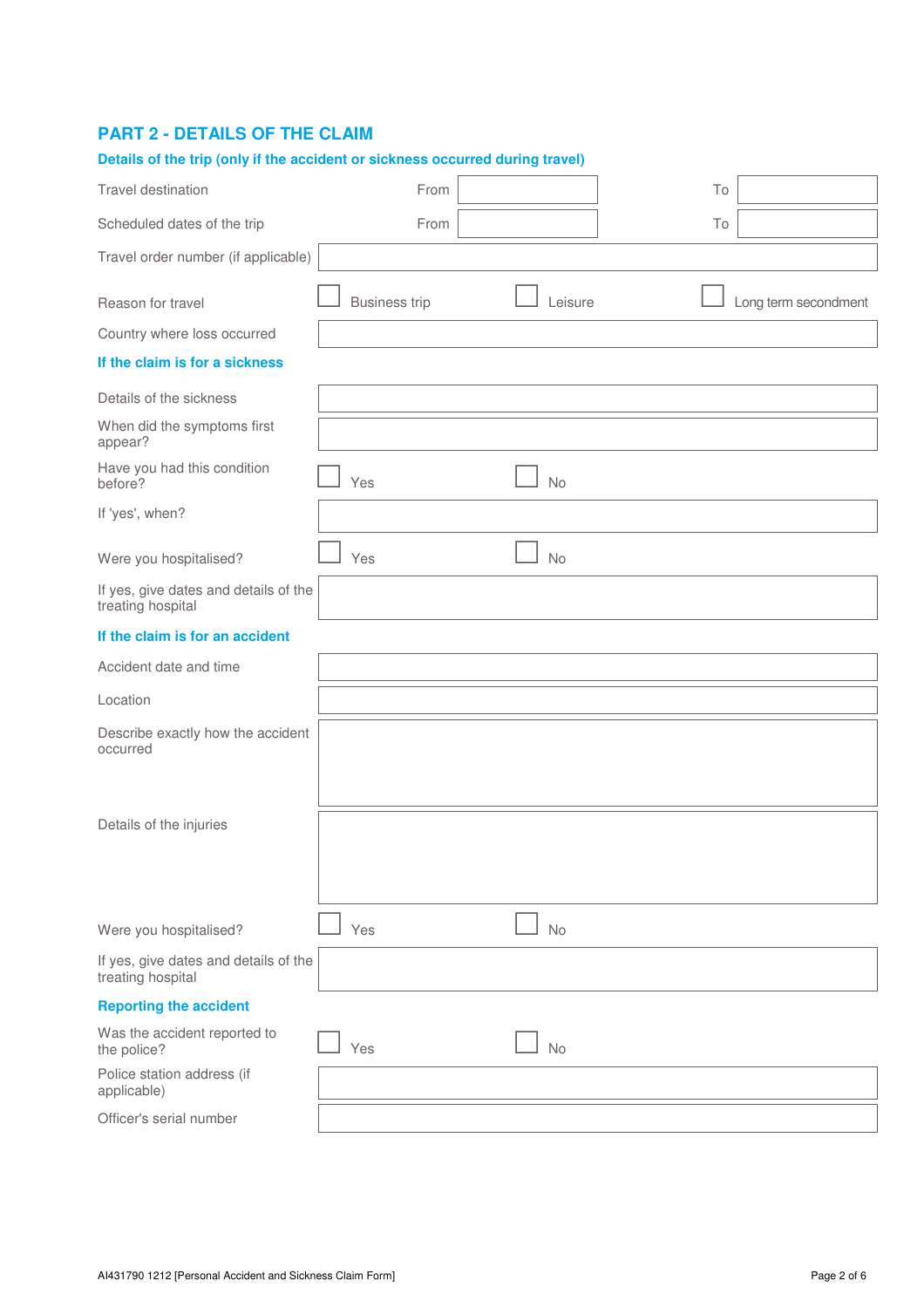## PART 2 - DETAILS OF THE CLAIM

### Details of the trip (only if the accident or sickness occurred during travel)

| | | | | |
|---|---|---|---|---|
| Travel destination | From | | To | |
| Scheduled dates of the trip | From | | To | |
| Travel order number (if applicable) | | | | |

Reason for travel ☐ Business trip ☐ Leisure ☐ Long term secondment

Country where loss occurred: 

### If the claim is for a sickness

Details of the sickness: 

When did the symptoms first appear? 

Have you had this condition before? ☐ Yes ☐ No

If 'yes', when? 

Were you hospitalised? ☐ Yes ☐ No

If yes, give dates and details of the treating hospital: 

### If the claim is for an accident

Accident date and time: 

Location: 

Describe exactly how the accident occurred: 

Details of the injuries: 

Were you hospitalised? ☐ Yes ☐ No

If yes, give dates and details of the treating hospital: 

### Reporting the accident

Was the accident reported to the police? ☐ Yes ☐ No

Police station address (if applicable): 

Officer's serial number: 

AI431790 1212 [Personal Accident and Sickness Claim Form]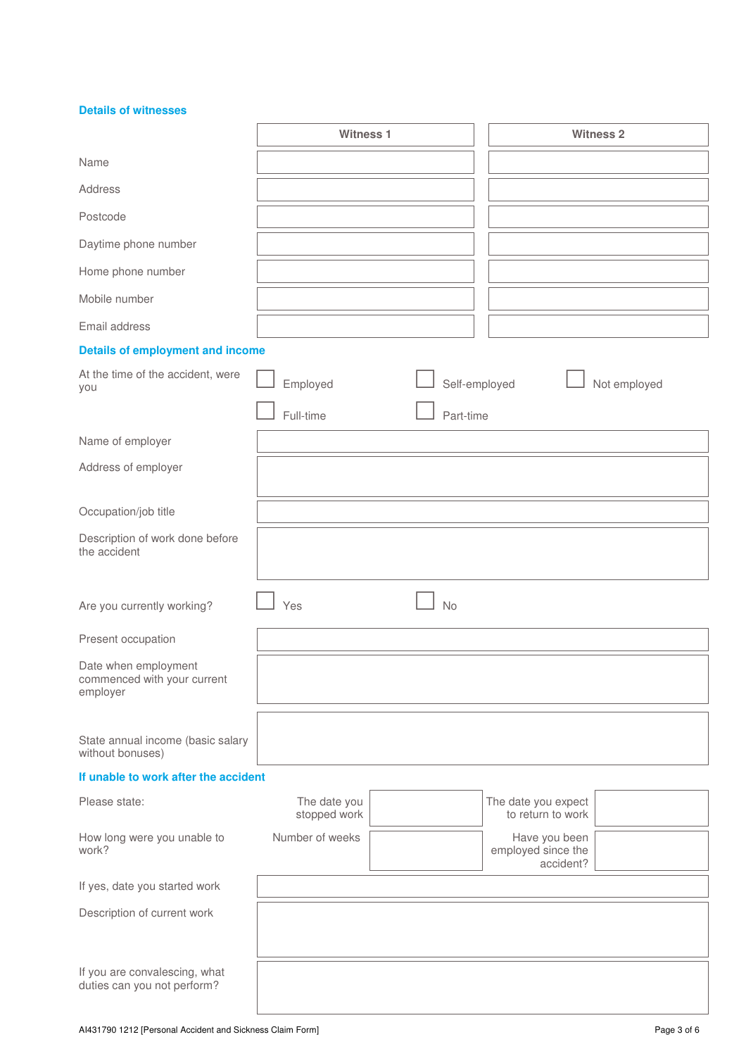## Details of witnesses

| | Witness 1 | Witness 2 |
|---|---|---|
| Name | | |
| Address | | |
| Postcode | | |
| Daytime phone number | | |
| Home phone number | | |
| Mobile number | | |
| Email address | | |

## Details of employment and income

At the time of the accident, were you

☐ Employed ☐ Self-employed ☐ Not employed

☐ Full-time ☐ Part-time

| | |
|---|---|
| Name of employer | |
| Address of employer | |
| Occupation/job title | |
| Description of work done before the accident | |

Are you currently working? ☐ Yes ☐ No

| | |
|---|---|
| Present occupation | |
| Date when employment commenced with your current employer | |
| State annual income (basic salary without bonuses) | |

## If unable to work after the accident

| | | | | |
|---|---|---|---|---|
| Please state: | The date you stopped work | | The date you expect to return to work | |
| How long were you unable to work? | Number of weeks | | Have you been employed since the accident? | |

| | |
|---|---|
| If yes, date you started work | |
| Description of current work | |
| If you are convalescing, what duties can you not perform? | |

AI431790 1212 [Personal Accident and Sickness Claim Form]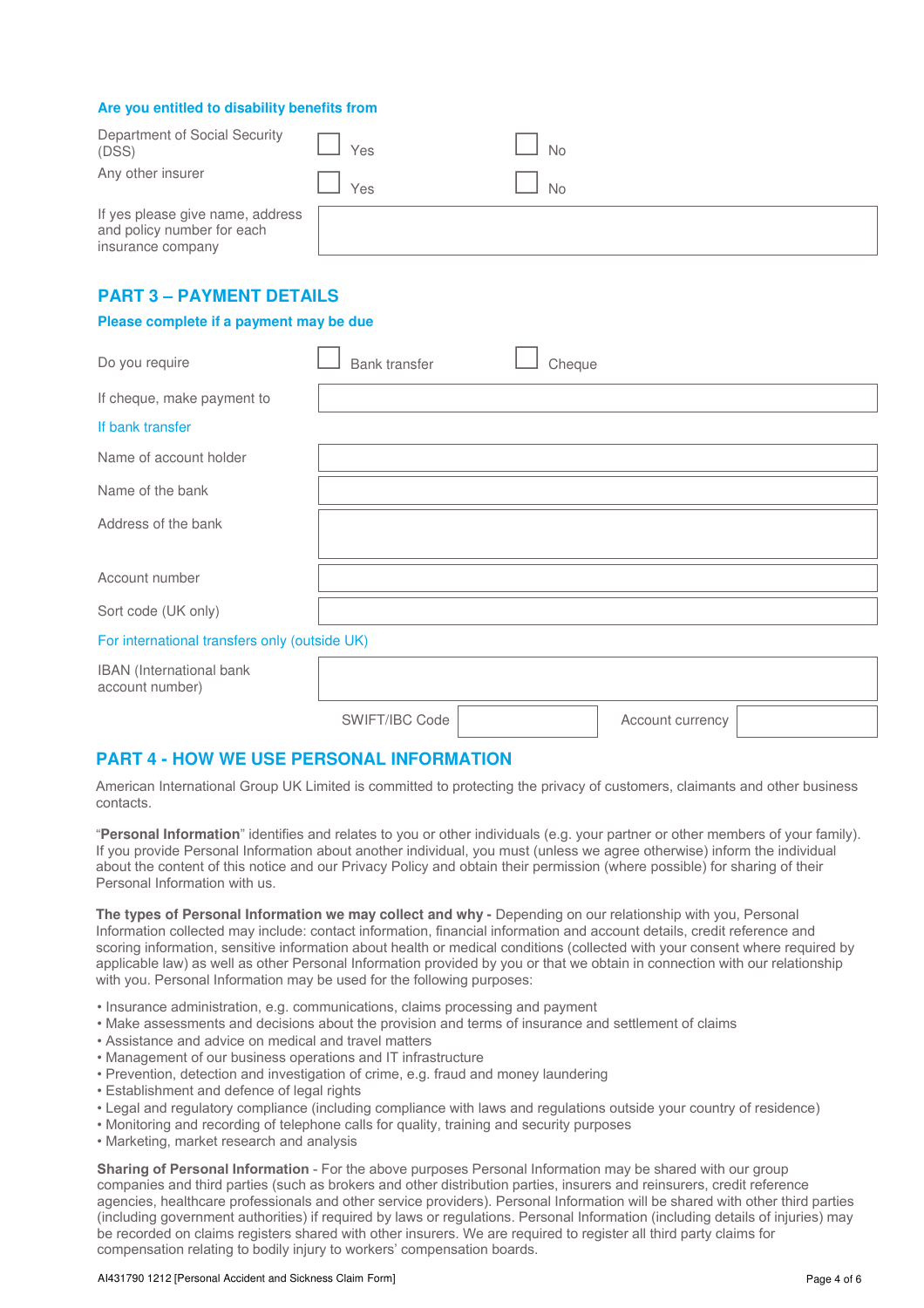### Are you entitled to disability benefits from

| | | |
|---|---|---|
| Department of Social Security (DSS) | ☐ Yes | ☐ No |
| Any other insurer | ☐ Yes | ☐ No |
| If yes please give name, address and policy number for each insurance company | | |

## PART 3 – PAYMENT DETAILS

### Please complete if a payment may be due

| | | |
|---|---|---|
| Do you require | ☐ Bank transfer | ☐ Cheque |
| If cheque, make payment to | | |

If bank transfer

| | |
|---|---|
| Name of account holder | |
| Name of the bank | |
| Address of the bank | |
| Account number | |
| Sort code (UK only) | |

For international transfers only (outside UK)

| | | | |
|---|---|---|---|
| IBAN (International bank account number) | | | |
| SWIFT/IBC Code | | Account currency | |

## PART 4 - HOW WE USE PERSONAL INFORMATION

American International Group UK Limited is committed to protecting the privacy of customers, claimants and other business contacts.

"**Personal Information**" identifies and relates to you or other individuals (e.g. your partner or other members of your family). If you provide Personal Information about another individual, you must (unless we agree otherwise) inform the individual about the content of this notice and our Privacy Policy and obtain their permission (where possible) for sharing of their Personal Information with us.

**The types of Personal Information we may collect and why -** Depending on our relationship with you, Personal Information collected may include: contact information, financial information and account details, credit reference and scoring information, sensitive information about health or medical conditions (collected with your consent where required by applicable law) as well as other Personal Information provided by you or that we obtain in connection with our relationship with you. Personal Information may be used for the following purposes:

- Insurance administration, e.g. communications, claims processing and payment
- Make assessments and decisions about the provision and terms of insurance and settlement of claims
- Assistance and advice on medical and travel matters
- Management of our business operations and IT infrastructure
- Prevention, detection and investigation of crime, e.g. fraud and money laundering
- Establishment and defence of legal rights
- Legal and regulatory compliance (including compliance with laws and regulations outside your country of residence)
- Monitoring and recording of telephone calls for quality, training and security purposes
- Marketing, market research and analysis

**Sharing of Personal Information** - For the above purposes Personal Information may be shared with our group companies and third parties (such as brokers and other distribution parties, insurers and reinsurers, credit reference agencies, healthcare professionals and other service providers). Personal Information will be shared with other third parties (including government authorities) if required by laws or regulations. Personal Information (including details of injuries) may be recorded on claims registers shared with other insurers. We are required to register all third party claims for compensation relating to bodily injury to workers' compensation boards.

AI431790 1212 [Personal Accident and Sickness Claim Form]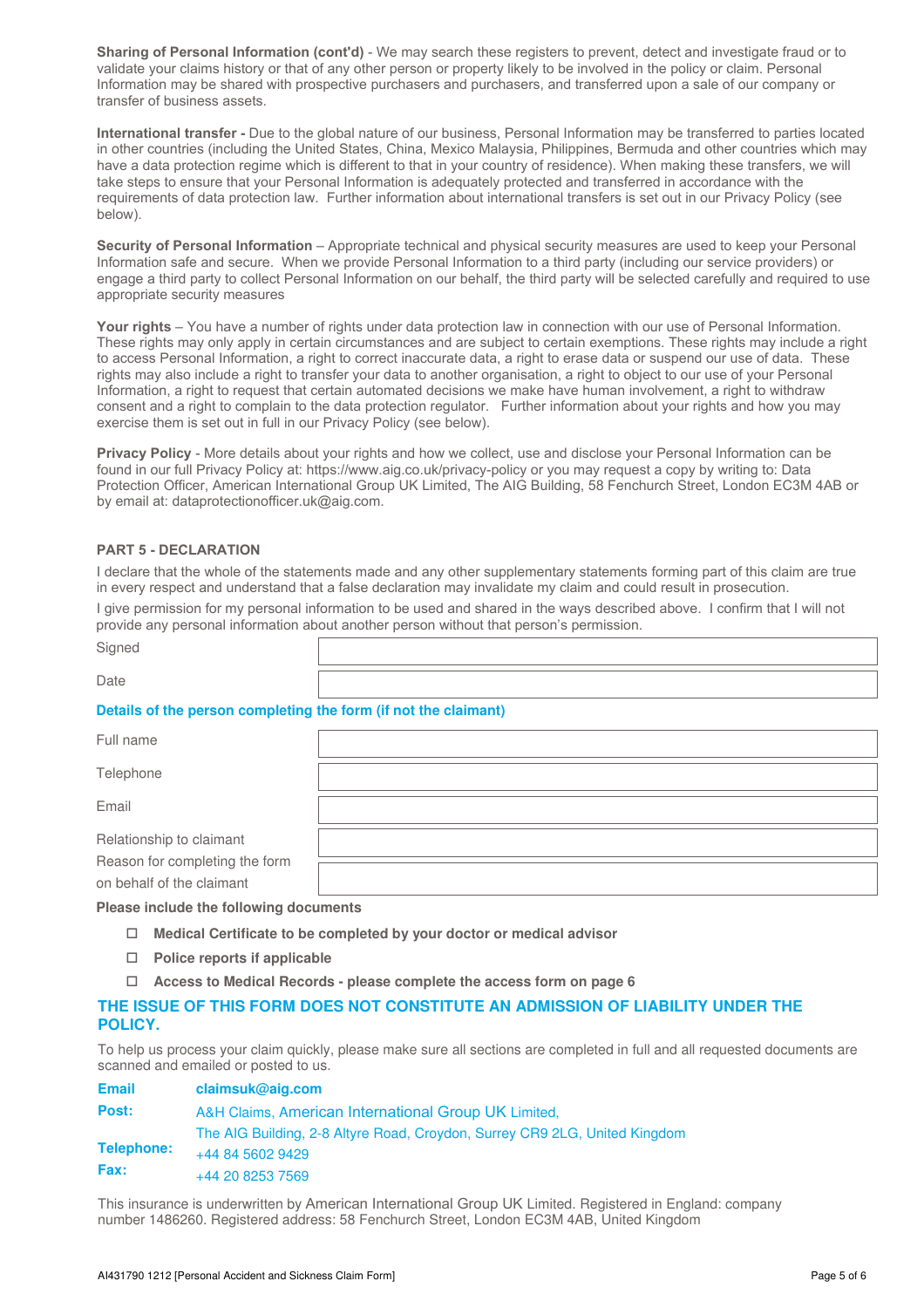**Sharing of Personal Information (cont'd)** - We may search these registers to prevent, detect and investigate fraud or to validate your claims history or that of any other person or property likely to be involved in the policy or claim. Personal Information may be shared with prospective purchasers and purchasers, and transferred upon a sale of our company or transfer of business assets.

**International transfer -** Due to the global nature of our business, Personal Information may be transferred to parties located in other countries (including the United States, China, Mexico Malaysia, Philippines, Bermuda and other countries which may have a data protection regime which is different to that in your country of residence). When making these transfers, we will take steps to ensure that your Personal Information is adequately protected and transferred in accordance with the requirements of data protection law. Further information about international transfers is set out in our Privacy Policy (see below).

**Security of Personal Information** – Appropriate technical and physical security measures are used to keep your Personal Information safe and secure. When we provide Personal Information to a third party (including our service providers) or engage a third party to collect Personal Information on our behalf, the third party will be selected carefully and required to use appropriate security measures

**Your rights** – You have a number of rights under data protection law in connection with our use of Personal Information. These rights may only apply in certain circumstances and are subject to certain exemptions. These rights may include a right to access Personal Information, a right to correct inaccurate data, a right to erase data or suspend our use of data. These rights may also include a right to transfer your data to another organisation, a right to object to our use of your Personal Information, a right to request that certain automated decisions we make have human involvement, a right to withdraw consent and a right to complain to the data protection regulator. Further information about your rights and how you may exercise them is set out in full in our Privacy Policy (see below).

**Privacy Policy** - More details about your rights and how we collect, use and disclose your Personal Information can be found in our full Privacy Policy at: https://www.aig.co.uk/privacy-policy or you may request a copy by writing to: Data Protection Officer, American International Group UK Limited, The AIG Building, 58 Fenchurch Street, London EC3M 4AB or by email at: dataprotectionofficer.uk@aig.com.

## PART 5 - DECLARATION

I declare that the whole of the statements made and any other supplementary statements forming part of this claim are true in every respect and understand that a false declaration may invalidate my claim and could result in prosecution.

I give permission for my personal information to be used and shared in the ways described above. I confirm that I will not provide any personal information about another person without that person's permission.

| | |
|---|---|
| Signed | |
| Date | |

### Details of the person completing the form (if not the claimant)

| | |
|---|---|
| Full name | |
| Telephone | |
| Email | |
| Relationship to claimant | |
| Reason for completing the form on behalf of the claimant | |

**Please include the following documents**

- ☐ **Medical Certificate to be completed by your doctor or medical advisor**
- ☐ **Police reports if applicable**
- ☐ **Access to Medical Records - please complete the access form on page 6**

### THE ISSUE OF THIS FORM DOES NOT CONSTITUTE AN ADMISSION OF LIABILITY UNDER THE POLICY.

To help us process your claim quickly, please make sure all sections are completed in full and all requested documents are scanned and emailed or posted to us.

**Email** **claimsuk@aig.com**

**Post:** A&H Claims, American International Group UK Limited, The AIG Building, 2-8 Altyre Road, Croydon, Surrey CR9 2LG, United Kingdom

**Telephone:** +44 84 5602 9429

**Fax:** +44 20 8253 7569

This insurance is underwritten by American International Group UK Limited. Registered in England: company number 1486260. Registered address: 58 Fenchurch Street, London EC3M 4AB, United Kingdom

AI431790 1212 [Personal Accident and Sickness Claim Form]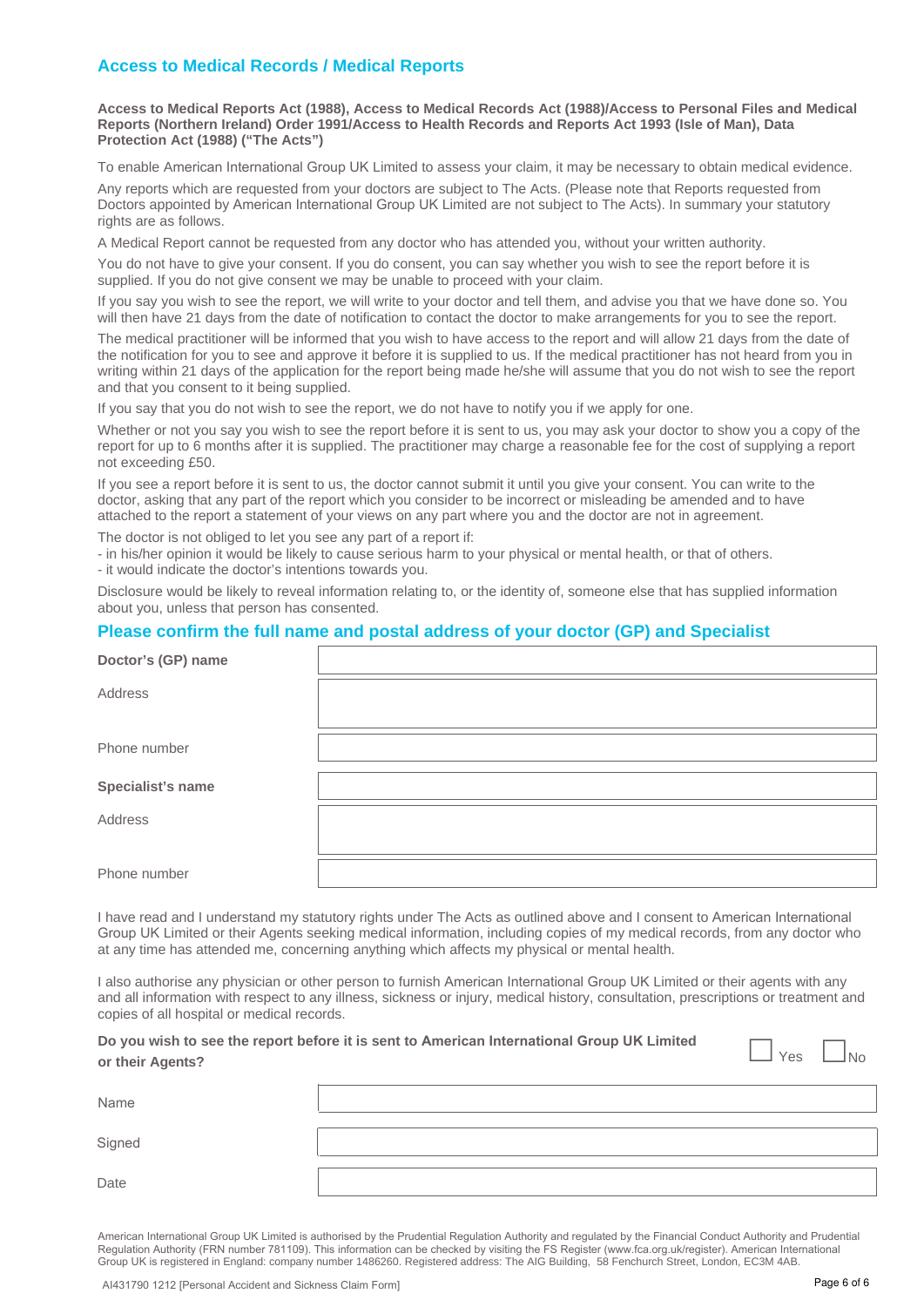## Access to Medical Records / Medical Reports

**Access to Medical Reports Act (1988), Access to Medical Records Act (1988)/Access to Personal Files and Medical Reports (Northern Ireland) Order 1991/Access to Health Records and Reports Act 1993 (Isle of Man), Data Protection Act (1988) ("The Acts")**

To enable American International Group UK Limited to assess your claim, it may be necessary to obtain medical evidence.

Any reports which are requested from your doctors are subject to The Acts. (Please note that Reports requested from Doctors appointed by American International Group UK Limited are not subject to The Acts). In summary your statutory rights are as follows.

A Medical Report cannot be requested from any doctor who has attended you, without your written authority.

You do not have to give your consent. If you do consent, you can say whether you wish to see the report before it is supplied. If you do not give consent we may be unable to proceed with your claim.

If you say you wish to see the report, we will write to your doctor and tell them, and advise you that we have done so. You will then have 21 days from the date of notification to contact the doctor to make arrangements for you to see the report.

The medical practitioner will be informed that you wish to have access to the report and will allow 21 days from the date of the notification for you to see and approve it before it is supplied to us. If the medical practitioner has not heard from you in writing within 21 days of the application for the report being made he/she will assume that you do not wish to see the report and that you consent to it being supplied.

If you say that you do not wish to see the report, we do not have to notify you if we apply for one.

Whether or not you say you wish to see the report before it is sent to us, you may ask your doctor to show you a copy of the report for up to 6 months after it is supplied. The practitioner may charge a reasonable fee for the cost of supplying a report not exceeding £50.

If you see a report before it is sent to us, the doctor cannot submit it until you give your consent. You can write to the doctor, asking that any part of the report which you consider to be incorrect or misleading be amended and to have attached to the report a statement of your views on any part where you and the doctor are not in agreement.

The doctor is not obliged to let you see any part of a report if:
- in his/her opinion it would be likely to cause serious harm to your physical or mental health, or that of others.
- it would indicate the doctor's intentions towards you.

Disclosure would be likely to reveal information relating to, or the identity of, someone else that has supplied information about you, unless that person has consented.

## Please confirm the full name and postal address of your doctor (GP) and Specialist

| | |
|---|---|
| **Doctor's (GP) name** | |
| Address | |
| Phone number | |
| **Specialist's name** | |
| Address | |
| Phone number | |

I have read and I understand my statutory rights under The Acts as outlined above and I consent to American International Group UK Limited or their Agents seeking medical information, including copies of my medical records, from any doctor who at any time has attended me, concerning anything which affects my physical or mental health.

I also authorise any physician or other person to furnish American International Group UK Limited or their agents with any and all information with respect to any illness, sickness or injury, medical history, consultation, prescriptions or treatment and copies of all hospital or medical records.

**Do you wish to see the report before it is sent to American International Group UK Limited or their Agents?** ☐ Yes ☐ No

| | |
|---|---|
| Name | |
| Signed | |
| Date | |

American International Group UK Limited is authorised by the Prudential Regulation Authority and regulated by the Financial Conduct Authority and Prudential Regulation Authority (FRN number 781109). This information can be checked by visiting the FS Register (www.fca.org.uk/register). American International Group UK is registered in England: company number 1486260. Registered address: The AIG Building, 58 Fenchurch Street, London, EC3M 4AB.

AI431790 1212 [Personal Accident and Sickness Claim Form]